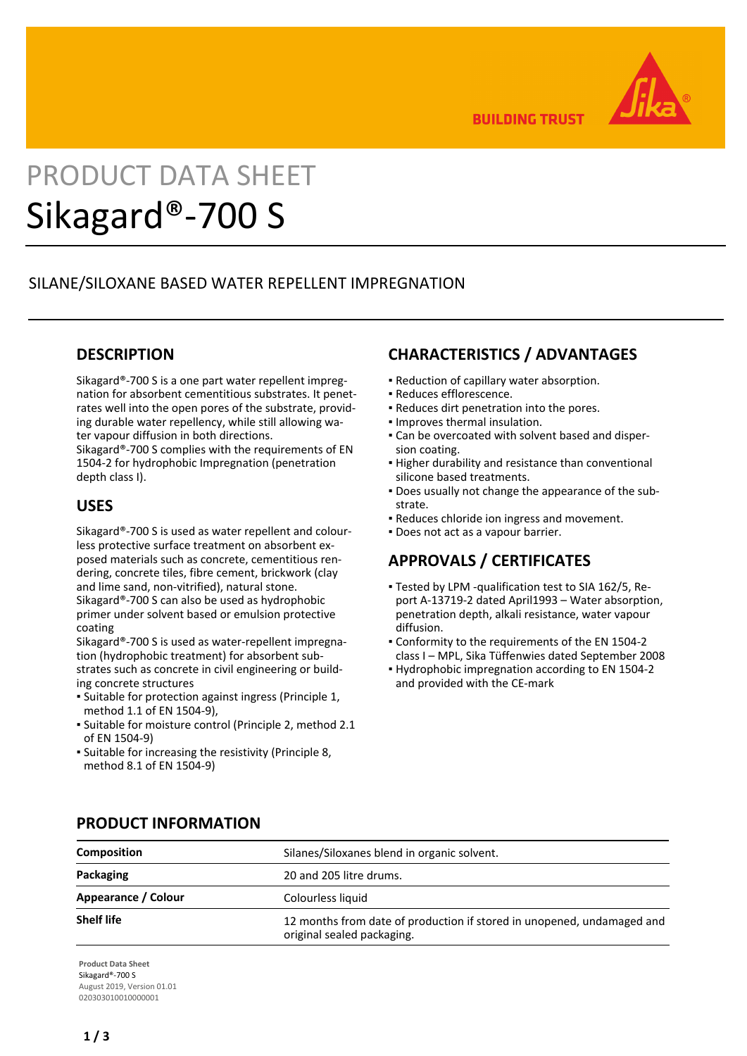# PRODUCT DATA SHEET

# Sikagard®-700 S

SILANE/SILOXANE BASED WATER REPELLENT IMPREGNATION

## DESCRIPTION

Sikagard®-700 S is a one part water repellent impregnation for absorbent cementitious substrates. It penetrates well into the open pores of the substrate, providing durable water repellency, while still allowing water vapour diffusion in both directions.
Sikagard®-700 S complies with the requirements of EN 1504-2 for hydrophobic Impregnation (penetration depth class I).

## USES

Sikagard®-700 S is used as water repellent and colourless protective surface treatment on absorbent exposed materials such as concrete, cementitious rendering, concrete tiles, fibre cement, brickwork (clay and lime sand, non-vitrified), natural stone.
Sikagard®-700 S can also be used as hydrophobic primer under solvent based or emulsion protective coating
Sikagard®-700 S is used as water-repellent impregnation (hydrophobic treatment) for absorbent substrates such as concrete in civil engineering or building concrete structures

- Suitable for protection against ingress (Principle 1, method 1.1 of EN 1504-9),
- Suitable for moisture control (Principle 2, method 2.1 of EN 1504-9)
- Suitable for increasing the resistivity (Principle 8, method 8.1 of EN 1504-9)

## CHARACTERISTICS / ADVANTAGES

- Reduction of capillary water absorption.
- Reduces efflorescence.
- Reduces dirt penetration into the pores.
- Improves thermal insulation.
- Can be overcoated with solvent based and dispersion coating.
- Higher durability and resistance than conventional silicone based treatments.
- Does usually not change the appearance of the substrate.
- Reduces chloride ion ingress and movement.
- Does not act as a vapour barrier.

## APPROVALS / CERTIFICATES

- Tested by LPM -qualification test to SIA 162/5, Report A-13719-2 dated April1993 – Water absorption, penetration depth, alkali resistance, water vapour diffusion.
- Conformity to the requirements of the EN 1504-2 class I – MPL, Sika Tüffenwies dated September 2008
- Hydrophobic impregnation according to EN 1504-2 and provided with the CE-mark

## PRODUCT INFORMATION

| | |
|---|---|
| **Composition** | Silanes/Siloxanes blend in organic solvent. |
| **Packaging** | 20 and 205 litre drums. |
| **Appearance / Colour** | Colourless liquid |
| **Shelf life** | 12 months from date of production if stored in unopened, undamaged and original sealed packaging. |

**Product Data Sheet**
Sikagard®-700 S
August 2019, Version 01.01
020303010010000001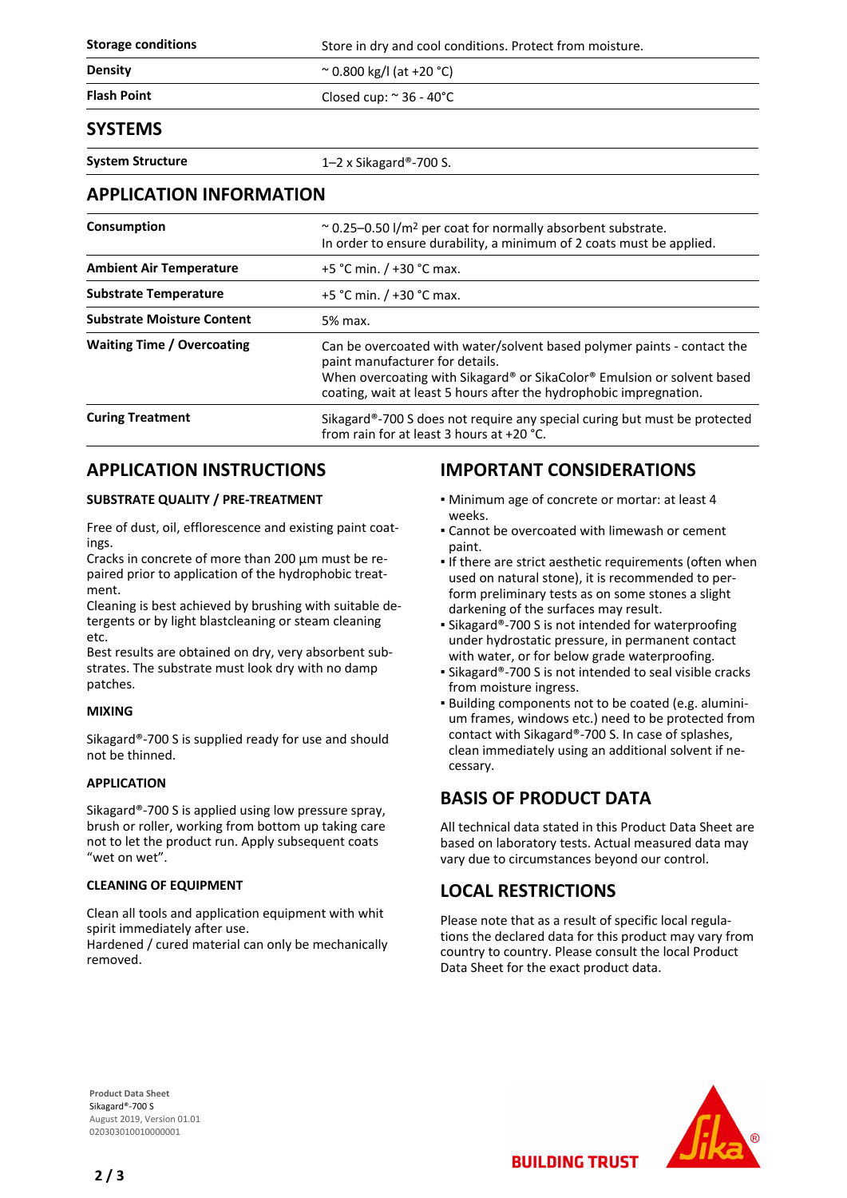| | |
|---|---|
| **Storage conditions** | Store in dry and cool conditions. Protect from moisture. |
| **Density** | ~ 0.800 kg/l (at +20 °C) |
| **Flash Point** | Closed cup: ~ 36 - 40°C |

## SYSTEMS

| | |
|---|---|
| **System Structure** | 1–2 x Sikagard®-700 S. |

## APPLICATION INFORMATION

| | |
|---|---|
| **Consumption** | ~ 0.25–0.50 l/m² per coat for normally absorbent substrate.<br>In order to ensure durability, a minimum of 2 coats must be applied. |
| **Ambient Air Temperature** | +5 °C min. / +30 °C max. |
| **Substrate Temperature** | +5 °C min. / +30 °C max. |
| **Substrate Moisture Content** | 5% max. |
| **Waiting Time / Overcoating** | Can be overcoated with water/solvent based polymer paints - contact the paint manufacturer for details.<br>When overcoating with Sikagard® or SikaColor® Emulsion or solvent based coating, wait at least 5 hours after the hydrophobic impregnation. |
| **Curing Treatment** | Sikagard®-700 S does not require any special curing but must be protected from rain for at least 3 hours at +20 °C. |

## APPLICATION INSTRUCTIONS

### SUBSTRATE QUALITY / PRE-TREATMENT

Free of dust, oil, efflorescence and existing paint coatings.
Cracks in concrete of more than 200 µm must be repaired prior to application of the hydrophobic treatment.
Cleaning is best achieved by brushing with suitable detergents or by light blastcleaning or steam cleaning etc.
Best results are obtained on dry, very absorbent substrates. The substrate must look dry with no damp patches.

### MIXING

Sikagard®-700 S is supplied ready for use and should not be thinned.

### APPLICATION

Sikagard®-700 S is applied using low pressure spray, brush or roller, working from bottom up taking care not to let the product run. Apply subsequent coats "wet on wet".

### CLEANING OF EQUIPMENT

Clean all tools and application equipment with whit spirit immediately after use.
Hardened / cured material can only be mechanically removed.

## IMPORTANT CONSIDERATIONS

- Minimum age of concrete or mortar: at least 4 weeks.
- Cannot be overcoated with limewash or cement paint.
- If there are strict aesthetic requirements (often when used on natural stone), it is recommended to perform preliminary tests as on some stones a slight darkening of the surfaces may result.
- Sikagard®-700 S is not intended for waterproofing under hydrostatic pressure, in permanent contact with water, or for below grade waterproofing.
- Sikagard®-700 S is not intended to seal visible cracks from moisture ingress.
- Building components not to be coated (e.g. aluminium frames, windows etc.) need to be protected from contact with Sikagard®-700 S. In case of splashes, clean immediately using an additional solvent if necessary.

## BASIS OF PRODUCT DATA

All technical data stated in this Product Data Sheet are based on laboratory tests. Actual measured data may vary due to circumstances beyond our control.

## LOCAL RESTRICTIONS

Please note that as a result of specific local regulations the declared data for this product may vary from country to country. Please consult the local Product Data Sheet for the exact product data.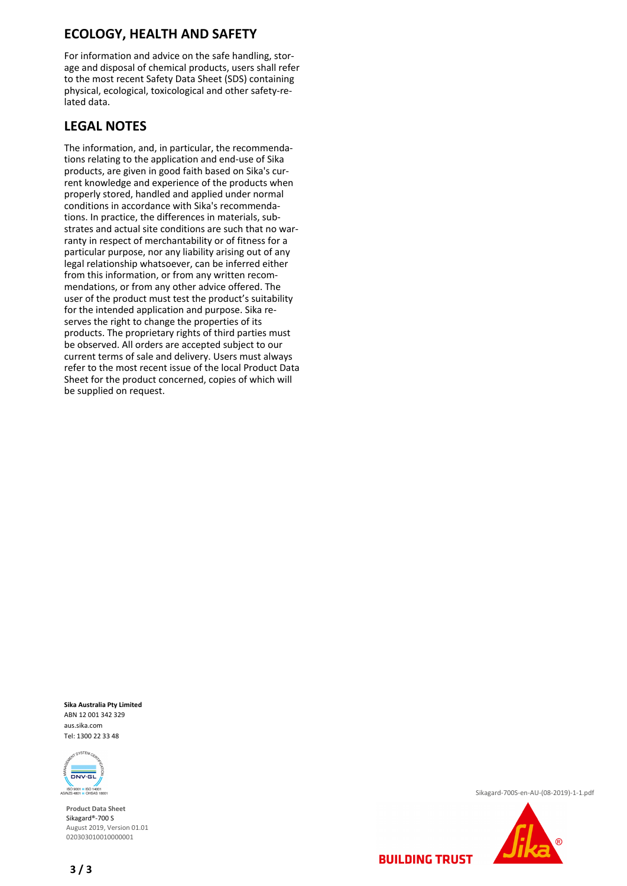## ECOLOGY, HEALTH AND SAFETY

For information and advice on the safe handling, storage and disposal of chemical products, users shall refer to the most recent Safety Data Sheet (SDS) containing physical, ecological, toxicological and other safety-related data.

## LEGAL NOTES

The information, and, in particular, the recommendations relating to the application and end-use of Sika products, are given in good faith based on Sika's current knowledge and experience of the products when properly stored, handled and applied under normal conditions in accordance with Sika's recommendations. In practice, the differences in materials, substrates and actual site conditions are such that no warranty in respect of merchantability or of fitness for a particular purpose, nor any liability arising out of any legal relationship whatsoever, can be inferred either from this information, or from any written recommendations, or from any other advice offered. The user of the product must test the product's suitability for the intended application and purpose. Sika reserves the right to change the properties of its products. The proprietary rights of third parties must be observed. All orders are accepted subject to our current terms of sale and delivery. Users must always refer to the most recent issue of the local Product Data Sheet for the product concerned, copies of which will be supplied on request.

**Sika Australia Pty Limited**
ABN 12 001 342 329
aus.sika.com
Tel: 1300 22 33 48

ISO 9001 ■ ISO 14001
AS/NZS 4801 ■ OHSAS 18001

**Product Data Sheet**
Sikagard®-700 S
August 2019, Version 01.01
020303010010000001

Sikagard-700S-en-AU-(08-2019)-1-1.pdf

BUILDING TRUST